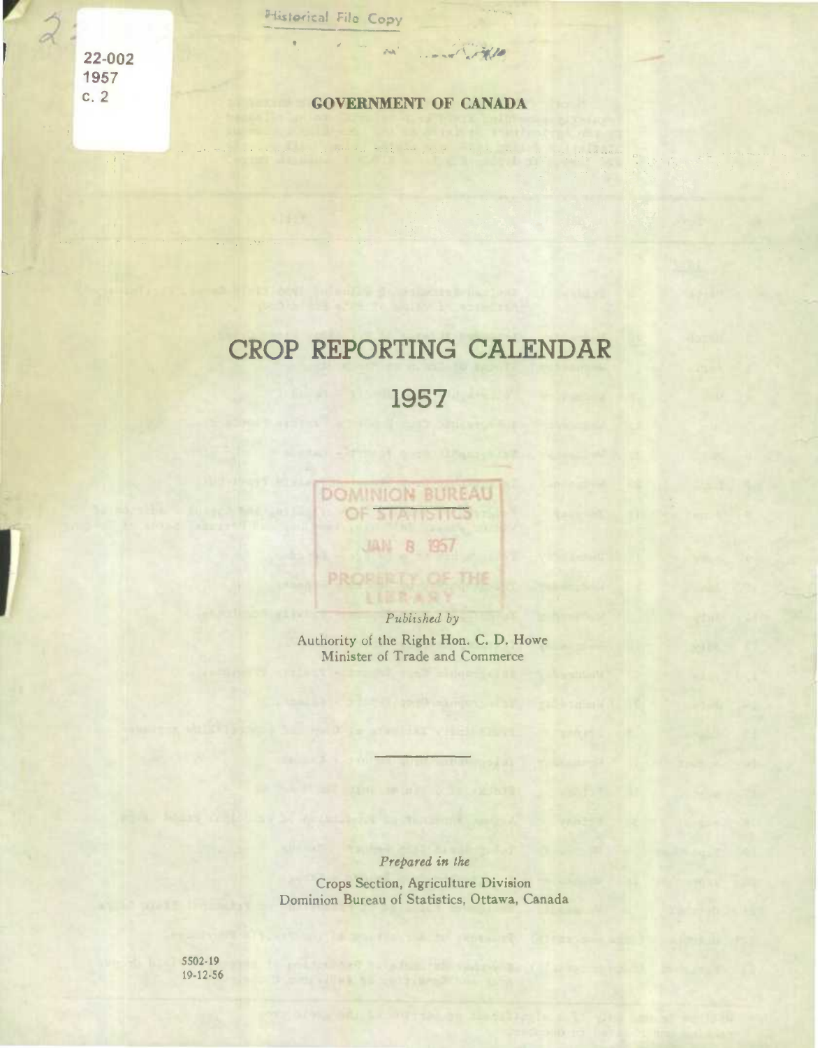22-002
1957
c. 2

Historical File Copy

**GOVERNMENT OF CANADA**

# CROP REPORTING CALENDAR

# 1957

DOMINION BUREAU OF STATISTICS
JAN 8 1957
PROPERTY OF THE LIBRARY

*Published by*

Authority of the Right Hon. C. D. Howe
Minister of Trade and Commerce

*Prepared in the*

Crops Section, Agriculture Division
Dominion Bureau of Statistics, Ottawa, Canada

5502-19
19-12-56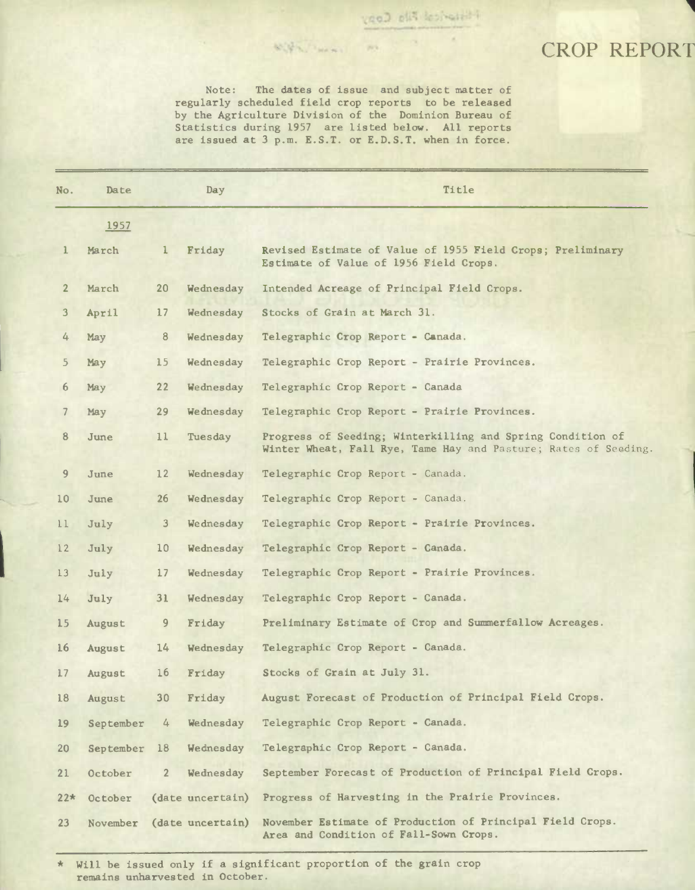# CROP REPORT

Note: The dates of issue and subject matter of regularly scheduled field crop reports to be released by the Agriculture Division of the Dominion Bureau of Statistics during 1957 are listed below. All reports are issued at 3 p.m. E.S.T. or E.D.S.T. when in force.

| No. | Date | | Day | Title |
|---|---|---|---|---|
| | 1957 | | | |
| 1 | March | 1 | Friday | Revised Estimate of Value of 1955 Field Crops; Preliminary Estimate of Value of 1956 Field Crops. |
| 2 | March | 20 | Wednesday | Intended Acreage of Principal Field Crops. |
| 3 | April | 17 | Wednesday | Stocks of Grain at March 31. |
| 4 | May | 8 | Wednesday | Telegraphic Crop Report - Canada. |
| 5 | May | 15 | Wednesday | Telegraphic Crop Report - Prairie Provinces. |
| 6 | May | 22 | Wednesday | Telegraphic Crop Report - Canada |
| 7 | May | 29 | Wednesday | Telegraphic Crop Report - Prairie Provinces. |
| 8 | June | 11 | Tuesday | Progress of Seeding; Winterkilling and Spring Condition of Winter Wheat, Fall Rye, Tame Hay and Pasture; Rates of Seeding. |
| 9 | June | 12 | Wednesday | Telegraphic Crop Report - Canada. |
| 10 | June | 26 | Wednesday | Telegraphic Crop Report - Canada. |
| 11 | July | 3 | Wednesday | Telegraphic Crop Report - Prairie Provinces. |
| 12 | July | 10 | Wednesday | Telegraphic Crop Report - Canada. |
| 13 | July | 17 | Wednesday | Telegraphic Crop Report - Prairie Provinces. |
| 14 | July | 31 | Wednesday | Telegraphic Crop Report - Canada. |
| 15 | August | 9 | Friday | Preliminary Estimate of Crop and Summerfallow Acreages. |
| 16 | August | 14 | Wednesday | Telegraphic Crop Report - Canada. |
| 17 | August | 16 | Friday | Stocks of Grain at July 31. |
| 18 | August | 30 | Friday | August Forecast of Production of Principal Field Crops. |
| 19 | September | 4 | Wednesday | Telegraphic Crop Report - Canada. |
| 20 | September | 18 | Wednesday | Telegraphic Crop Report - Canada. |
| 21 | October | 2 | Wednesday | September Forecast of Production of Principal Field Crops. |
| 22* | October | (date uncertain) | | Progress of Harvesting in the Prairie Provinces. |
| 23 | November | (date uncertain) | | November Estimate of Production of Principal Field Crops. Area and Condition of Fall-Sown Crops. |

\* Will be issued only if a significant proportion of the grain crop remains unharvested in October.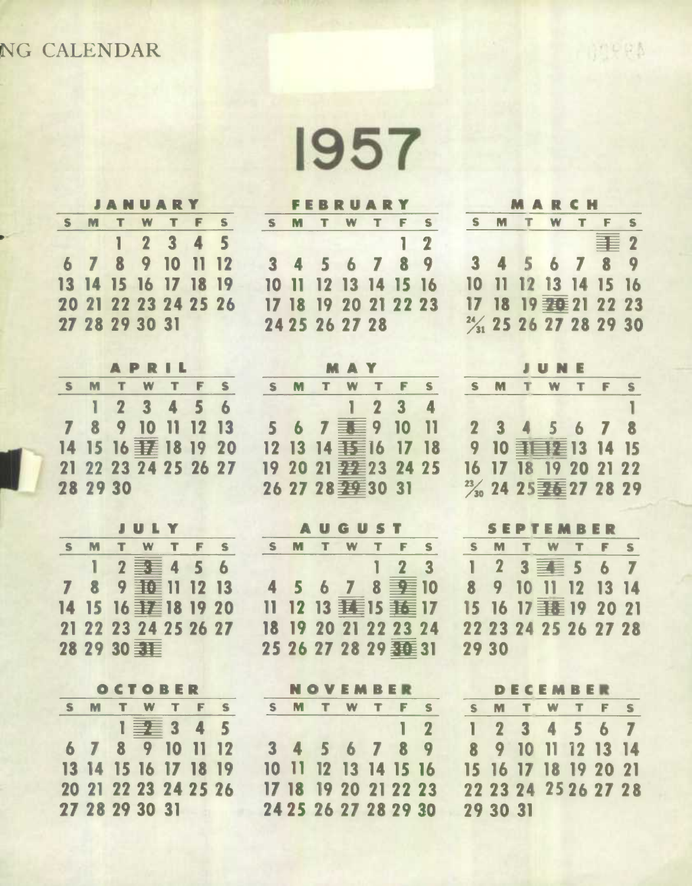NG CALENDAR

# 1957

## JANUARY

| S | M | T | W | T | F | S |
|---|---|---|---|---|---|---|
| | | 1 | 2 | 3 | 4 | 5 |
| 6 | 7 | 8 | 9 | 10 | 11 | 12 |
| 13 | 14 | 15 | 16 | 17 | 18 | 19 |
| 20 | 21 | 22 | 23 | 24 | 25 | 26 |
| 27 | 28 | 29 | 30 | 31 | | |

## FEBRUARY

| S | M | T | W | T | F | S |
|---|---|---|---|---|---|---|
| | | | | | 1 | 2 |
| 3 | 4 | 5 | 6 | 7 | 8 | 9 |
| 10 | 11 | 12 | 13 | 14 | 15 | 16 |
| 17 | 18 | 19 | 20 | 21 | 22 | 23 |
| 24 | 25 | 26 | 27 | 28 | | |

## MARCH

| S | M | T | W | T | F | S |
|---|---|---|---|---|---|---|
| | | | | | 1 | 2 |
| 3 | 4 | 5 | 6 | 7 | 8 | 9 |
| 10 | 11 | 12 | 13 | 14 | 15 | 16 |
| 17 | 18 | 19 | 20 | 21 | 22 | 23 |
| 24/31 | 25 | 26 | 27 | 28 | 29 | 30 |

## APRIL

| S | M | T | W | T | F | S |
|---|---|---|---|---|---|---|
| | 1 | 2 | 3 | 4 | 5 | 6 |
| 7 | 8 | 9 | 10 | 11 | 12 | 13 |
| 14 | 15 | 16 | 17 | 18 | 19 | 20 |
| 21 | 22 | 23 | 24 | 25 | 26 | 27 |
| 28 | 29 | 30 | | | | |

## MAY

| S | M | T | W | T | F | S |
|---|---|---|---|---|---|---|
| | | | 1 | 2 | 3 | 4 |
| 5 | 6 | 7 | 8 | 9 | 10 | 11 |
| 12 | 13 | 14 | 15 | 16 | 17 | 18 |
| 19 | 20 | 21 | 22 | 23 | 24 | 25 |
| 26 | 27 | 28 | 29 | 30 | 31 | |

## JUNE

| S | M | T | W | T | F | S |
|---|---|---|---|---|---|---|
| | | | | | | 1 |
| 2 | 3 | 4 | 5 | 6 | 7 | 8 |
| 9 | 10 | 11 | 12 | 13 | 14 | 15 |
| 16 | 17 | 18 | 19 | 20 | 21 | 22 |
| 23/30 | 24 | 25 | 26 | 27 | 28 | 29 |

## JULY

| S | M | T | W | T | F | S |
|---|---|---|---|---|---|---|
| | 1 | 2 | 3 | 4 | 5 | 6 |
| 7 | 8 | 9 | 10 | 11 | 12 | 13 |
| 14 | 15 | 16 | 17 | 18 | 19 | 20 |
| 21 | 22 | 23 | 24 | 25 | 26 | 27 |
| 28 | 29 | 30 | 31 | | | |

## AUGUST

| S | M | T | W | T | F | S |
|---|---|---|---|---|---|---|
| | | | | 1 | 2 | 3 |
| 4 | 5 | 6 | 7 | 8 | 9 | 10 |
| 11 | 12 | 13 | 14 | 15 | 16 | 17 |
| 18 | 19 | 20 | 21 | 22 | 23 | 24 |
| 25 | 26 | 27 | 28 | 29 | 30 | 31 |

## SEPTEMBER

| S | M | T | W | T | F | S |
|---|---|---|---|---|---|---|
| 1 | 2 | 3 | 4 | 5 | 6 | 7 |
| 8 | 9 | 10 | 11 | 12 | 13 | 14 |
| 15 | 16 | 17 | 18 | 19 | 20 | 21 |
| 22 | 23 | 24 | 25 | 26 | 27 | 28 |
| 29 | 30 | | | | | |

## OCTOBER

| S | M | T | W | T | F | S |
|---|---|---|---|---|---|---|
| | | 1 | 2 | 3 | 4 | 5 |
| 6 | 7 | 8 | 9 | 10 | 11 | 12 |
| 13 | 14 | 15 | 16 | 17 | 18 | 19 |
| 20 | 21 | 22 | 23 | 24 | 25 | 26 |
| 27 | 28 | 29 | 30 | 31 | | |

## NOVEMBER

| S | M | T | W | T | F | S |
|---|---|---|---|---|---|---|
| | | | | | 1 | 2 |
| 3 | 4 | 5 | 6 | 7 | 8 | 9 |
| 10 | 11 | 12 | 13 | 14 | 15 | 16 |
| 17 | 18 | 19 | 20 | 21 | 22 | 23 |
| 24 | 25 | 26 | 27 | 28 | 29 | 30 |

## DECEMBER

| S | M | T | W | T | F | S |
|---|---|---|---|---|---|---|
| 1 | 2 | 3 | 4 | 5 | 6 | 7 |
| 8 | 9 | 10 | 11 | 12 | 13 | 14 |
| 15 | 16 | 17 | 18 | 19 | 20 | 21 |
| 22 | 23 | 24 | 25 | 26 | 27 | 28 |
| 29 | 30 | 31 | | | | |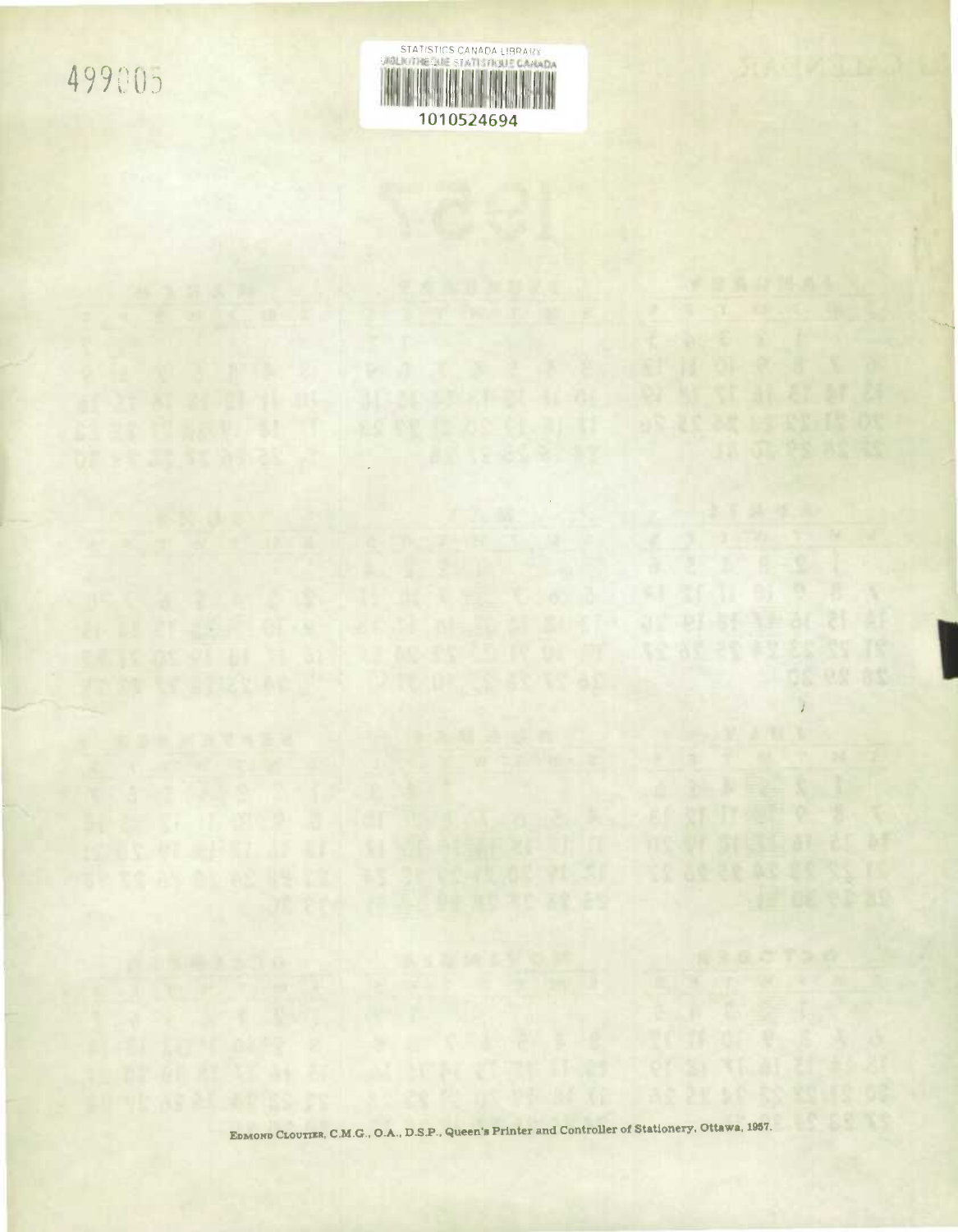499005

STATISTICS CANADA LIBRARY
BIBLIOTHÈQUE STATISTIQUE CANADA

1010524694

EDMOND CLOUTIER, C.M.G., O.A., D.S.P., Queen's Printer and Controller of Stationery, Ottawa, 1957.